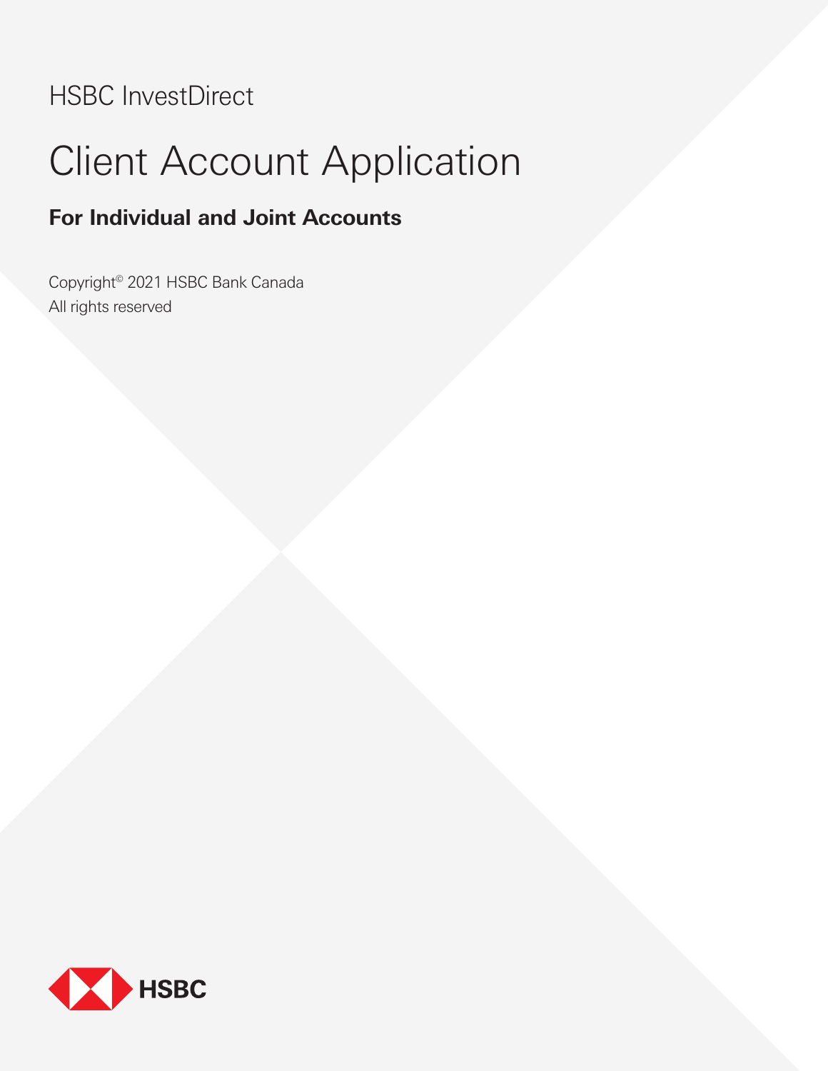HSBC InvestDirect

# Client Account Application

## For Individual and Joint Accounts

Copyright© 2021 HSBC Bank Canada
All rights reserved

HSBC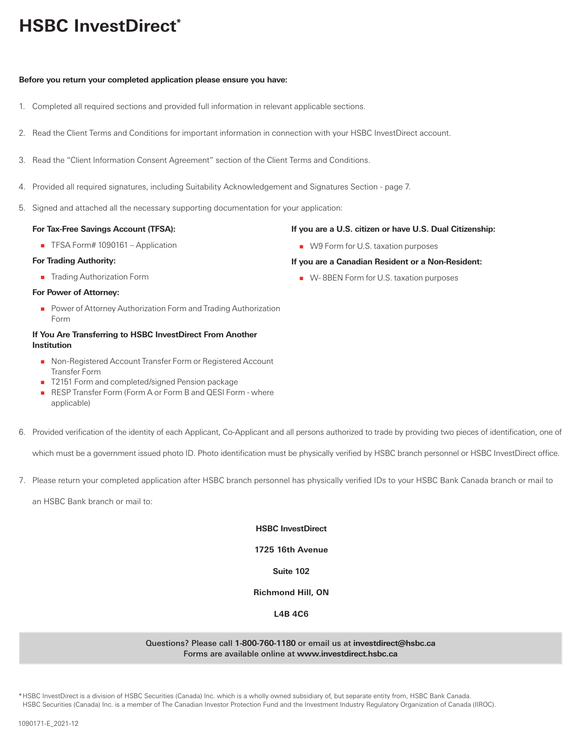# HSBC InvestDirect*

**Before you return your completed application please ensure you have:**

1. Completed all required sections and provided full information in relevant applicable sections.
2. Read the Client Terms and Conditions for important information in connection with your HSBC InvestDirect account.
3. Read the "Client Information Consent Agreement" section of the Client Terms and Conditions.
4. Provided all required signatures, including Suitability Acknowledgement and Signatures Section - page 7.
5. Signed and attached all the necessary supporting documentation for your application:

   **For Tax-Free Savings Account (TFSA):**
   - TFSA Form# 1090161 – Application

   **For Trading Authority:**
   - Trading Authorization Form

   **For Power of Attorney:**
   - Power of Attorney Authorization Form and Trading Authorization Form

   **If You Are Transferring to HSBC InvestDirect From Another Institution**
   - Non-Registered Account Transfer Form or Registered Account Transfer Form
   - T2151 Form and completed/signed Pension package
   - RESP Transfer Form (Form A or Form B and QESI Form - where applicable)

   **If you are a U.S. citizen or have U.S. Dual Citizenship:**
   - W9 Form for U.S. taxation purposes

   **If you are a Canadian Resident or a Non-Resident:**
   - W- 8BEN Form for U.S. taxation purposes

6. Provided verification of the identity of each Applicant, Co-Applicant and all persons authorized to trade by providing two pieces of identification, one of which must be a government issued photo ID. Photo identification must be physically verified by HSBC branch personnel or HSBC InvestDirect office.
7. Please return your completed application after HSBC branch personnel has physically verified IDs to your HSBC Bank Canada branch or mail to an HSBC Bank branch or mail to:

**HSBC InvestDirect**

**1725 16th Avenue**

**Suite 102**

**Richmond Hill, ON**

**L4B 4C6**

Questions? Please call **1-800-760-1180** or email us at **investdirect@hsbc.ca**
Forms are available online at **www.investdirect.hsbc.ca**

*HSBC InvestDirect is a division of HSBC Securities (Canada) Inc. which is a wholly owned subsidiary of, but separate entity from, HSBC Bank Canada. HSBC Securities (Canada) Inc. is a member of The Canadian Investor Protection Fund and the Investment Industry Regulatory Organization of Canada (IIROC).

1090171-E_2021-12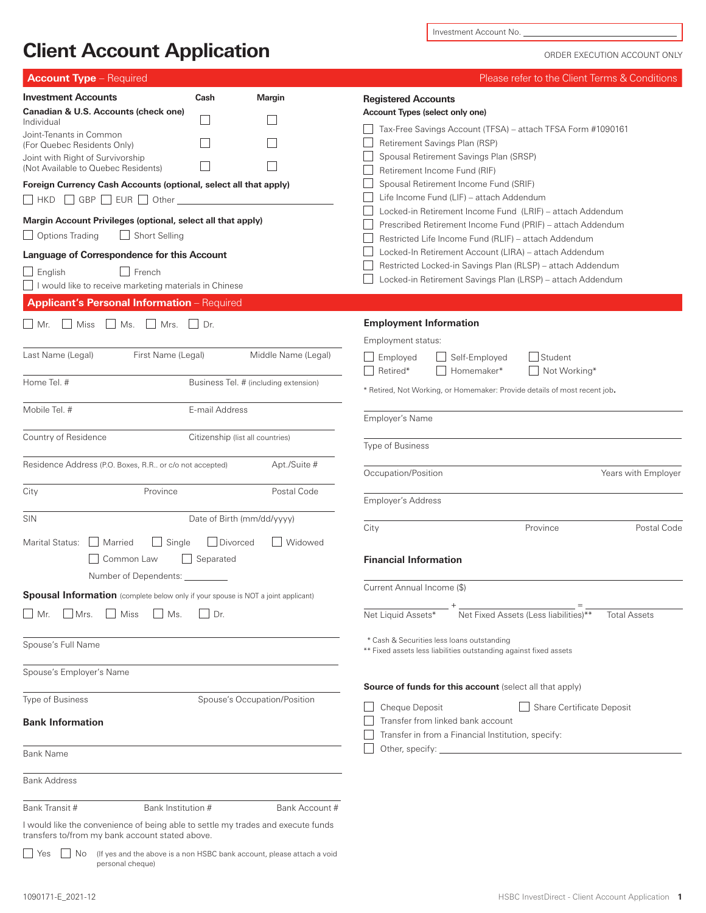Investment Account No. ______________________

# Client Account Application

ORDER EXECUTION ACCOUNT ONLY

## Account Type – Required

Please refer to the Client Terms & Conditions

### Investment Accounts

| Canadian & U.S. Accounts (check one) | Cash | Margin |
|---|---|---|
| Individual | ☐ | ☐ |
| Joint-Tenants in Common (For Quebec Residents Only) | ☐ | ☐ |
| Joint with Right of Survivorship (Not Available to Quebec Residents) | ☐ | ☐ |

**Foreign Currency Cash Accounts (optional, select all that apply)**

☐ HKD ☐ GBP ☐ EUR ☐ Other ______________________

**Margin Account Privileges (optional, select all that apply)**

☐ Options Trading ☐ Short Selling

**Language of Correspondence for this Account**

☐ English ☐ French

☐ I would like to receive marketing materials in Chinese

### Registered Accounts

**Account Types (select only one)**

- ☐ Tax-Free Savings Account (TFSA) – attach TFSA Form #1090161
- ☐ Retirement Savings Plan (RSP)
- ☐ Spousal Retirement Savings Plan (SRSP)
- ☐ Retirement Income Fund (RIF)
- ☐ Spousal Retirement Income Fund (SRIF)
- ☐ Life Income Fund (LIF) – attach Addendum
- ☐ Locked-in Retirement Income Fund (LRIF) – attach Addendum
- ☐ Prescribed Retirement Income Fund (PRIF) – attach Addendum
- ☐ Restricted Life Income Fund (RLIF) – attach Addendum
- ☐ Locked-In Retirement Account (LIRA) – attach Addendum
- ☐ Restricted Locked-in Savings Plan (RLSP) – attach Addendum
- ☐ Locked-in Retirement Savings Plan (LRSP) – attach Addendum

## Applicant's Personal Information – Required

☐ Mr. ☐ Miss ☐ Ms. ☐ Mrs. ☐ Dr.

Last Name (Legal) ______ First Name (Legal) ______ Middle Name (Legal) ______

Home Tel. # ______ Business Tel. # (including extension) ______

Mobile Tel. # ______ E-mail Address ______

Country of Residence ______ Citizenship (list all countries) ______

Residence Address (P.O. Boxes, R.R.. or c/o not accepted) ______ Apt./Suite # ______

City ______ Province ______ Postal Code ______

SIN ______ Date of Birth (mm/dd/yyyy) ______

Marital Status: ☐ Married ☐ Single ☐ Divorced ☐ Widowed ☐ Common Law ☐ Separated

Number of Dependents: ______

**Spousal Information** (complete below only if your spouse is NOT a joint applicant)

☐ Mr. ☐ Mrs. ☐ Miss ☐ Ms. ☐ Dr.

Spouse's Full Name ______

Spouse's Employer's Name ______

Type of Business ______ Spouse's Occupation/Position ______

**Bank Information**

Bank Name ______

Bank Address ______

Bank Transit # ______ Bank Institution # ______ Bank Account # ______

I would like the convenience of being able to settle my trades and execute funds transfers to/from my bank account stated above.

☐ Yes ☐ No (If yes and the above is a non HSBC bank account, please attach a void personal cheque)

### Employment Information

Employment status:

☐ Employed ☐ Self-Employed ☐ Student
☐ Retired* ☐ Homemaker* ☐ Not Working*

* Retired, Not Working, or Homemaker: Provide details of most recent job.

Employer's Name ______

Type of Business ______

Occupation/Position ______ Years with Employer ______

Employer's Address ______

City ______ Province ______ Postal Code ______

### Financial Information

Current Annual Income ($) ______

______ + ______ = ______
Net Liquid Assets* Net Fixed Assets (Less liabilities)** Total Assets

* Cash & Securities less loans outstanding
** Fixed assets less liabilities outstanding against fixed assets

**Source of funds for this account** (select all that apply)

- ☐ Cheque Deposit ☐ Share Certificate Deposit
- ☐ Transfer from linked bank account
- ☐ Transfer in from a Financial Institution, specify:
- ☐ Other, specify: ______________________

1090171-E_2021-12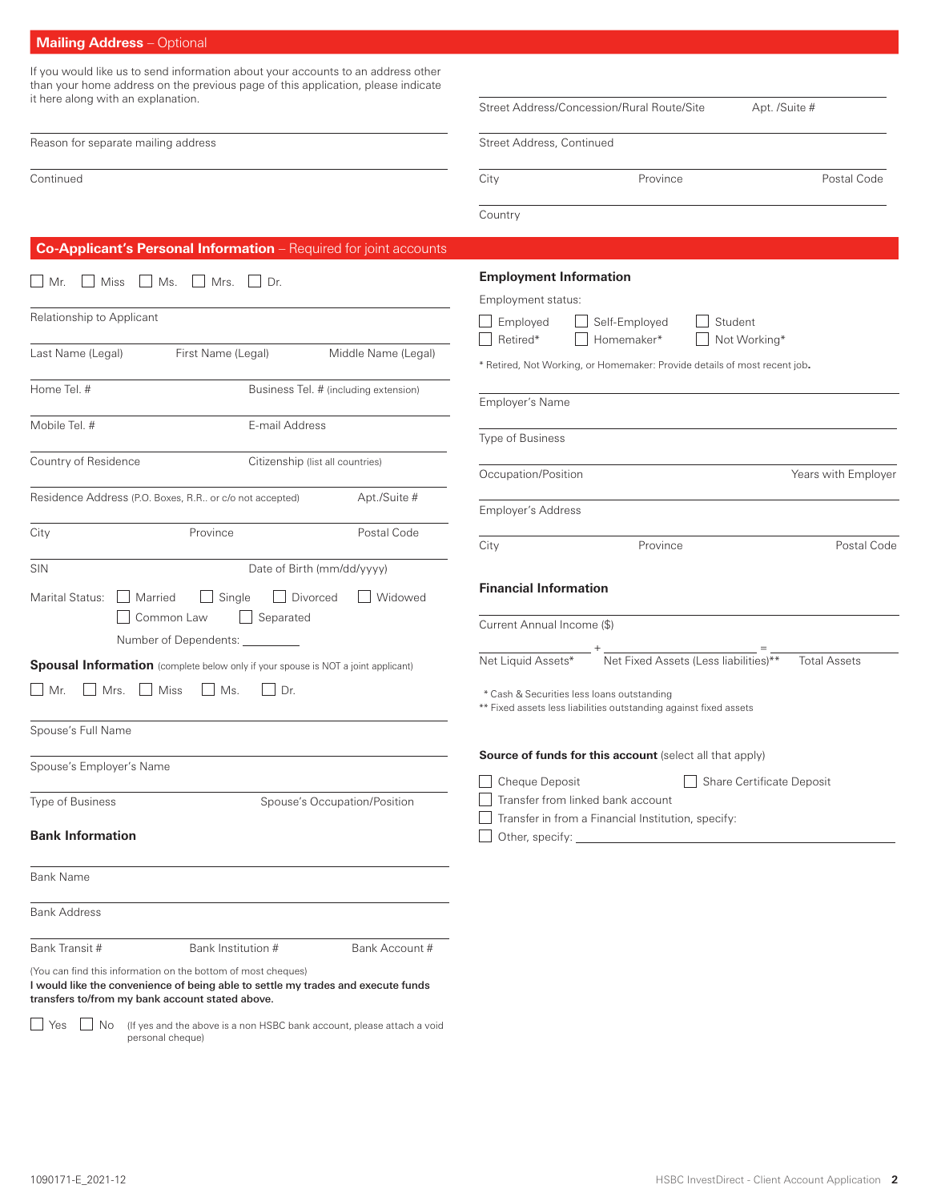## Mailing Address – Optional

If you would like us to send information about your accounts to an address other than your home address on the previous page of this application, please indicate it here along with an explanation.

Reason for separate mailing address

Continued

Street Address/Concession/Rural Route/Site | Apt. /Suite #

Street Address, Continued

City | Province | Postal Code

Country

## Co-Applicant's Personal Information – Required for joint accounts

☐ Mr. ☐ Miss ☐ Ms. ☐ Mrs. ☐ Dr.

Relationship to Applicant

Last Name (Legal) | First Name (Legal) | Middle Name (Legal)

Home Tel. # | Business Tel. # (including extension)

Mobile Tel. # | E-mail Address

Country of Residence | Citizenship (list all countries)

Residence Address (P.O. Boxes, R.R.. or c/o not accepted) | Apt./Suite #

City | Province | Postal Code

SIN | Date of Birth (mm/dd/yyyy)

Marital Status: ☐ Married ☐ Single ☐ Divorced ☐ Widowed ☐ Common Law ☐ Separated

Number of Dependents: ________

**Spousal Information** (complete below only if your spouse is NOT a joint applicant)

☐ Mr. ☐ Mrs. ☐ Miss ☐ Ms. ☐ Dr.

Spouse's Full Name

Spouse's Employer's Name

Type of Business | Spouse's Occupation/Position

### Bank Information

Bank Name

Bank Address

Bank Transit # | Bank Institution # | Bank Account #

(You can find this information on the bottom of most cheques)

**I would like the convenience of being able to settle my trades and execute funds transfers to/from my bank account stated above.**

☐ Yes ☐ No (If yes and the above is a non HSBC bank account, please attach a void personal cheque)

### Employment Information

Employment status:

☐ Employed ☐ Self-Employed ☐ Student
☐ Retired* ☐ Homemaker* ☐ Not Working*

* Retired, Not Working, or Homemaker: Provide details of most recent job.

Employer's Name

Type of Business

Occupation/Position | Years with Employer

Employer's Address

City | Province | Postal Code

### Financial Information

Current Annual Income ($)

Net Liquid Assets* + Net Fixed Assets (Less liabilities)** = Total Assets

* Cash & Securities less loans outstanding
** Fixed assets less liabilities outstanding against fixed assets

**Source of funds for this account** (select all that apply)

☐ Cheque Deposit ☐ Share Certificate Deposit
☐ Transfer from linked bank account
☐ Transfer in from a Financial Institution, specify:
☐ Other, specify: ____________________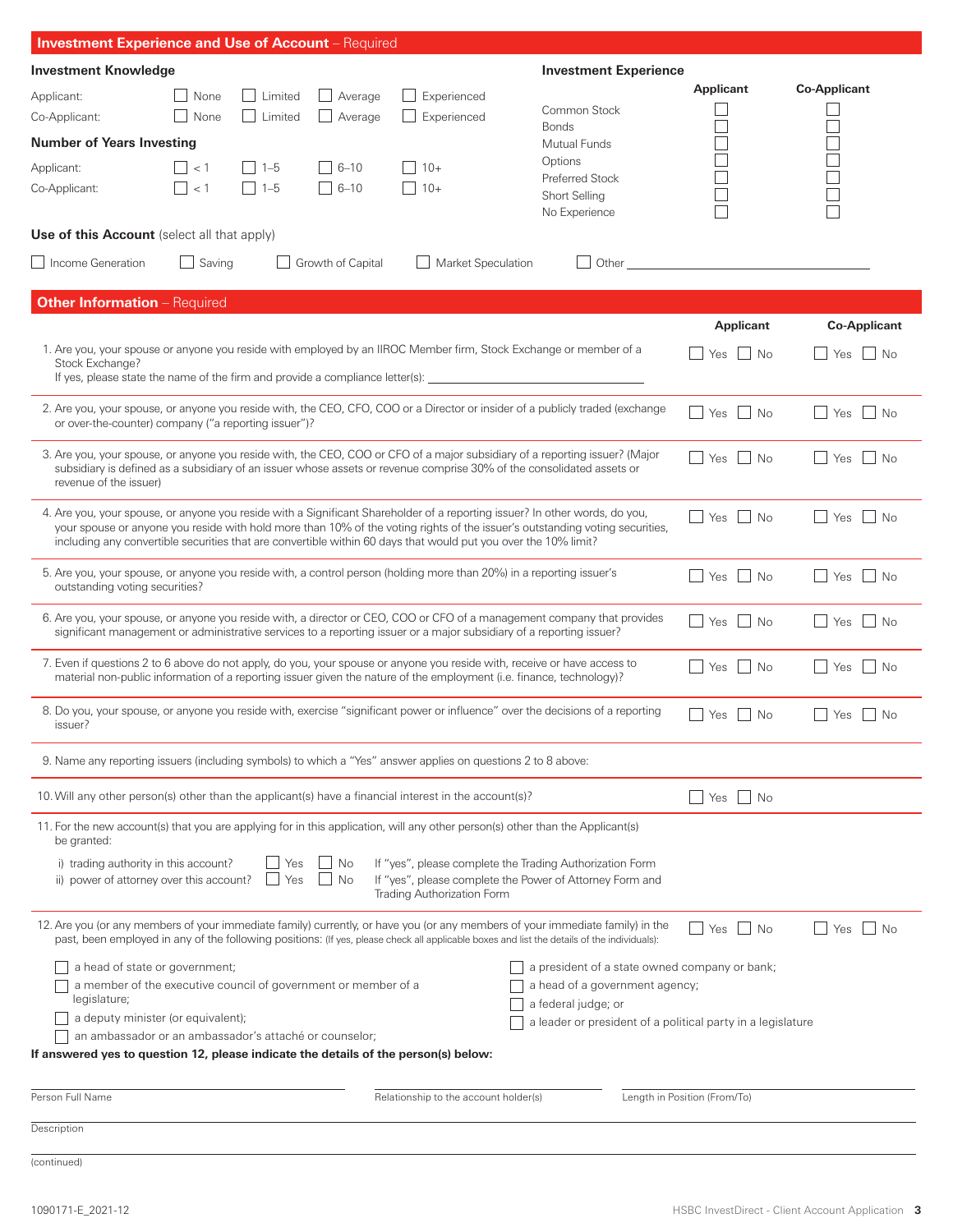## Investment Experience and Use of Account – Required

### Investment Knowledge

| | | | | |
|---|---|---|---|---|
| Applicant: | ☐ None | ☐ Limited | ☐ Average | ☐ Experienced |
| Co-Applicant: | ☐ None | ☐ Limited | ☐ Average | ☐ Experienced |

### Number of Years Investing

| | | | | |
|---|---|---|---|---|
| Applicant: | ☐ < 1 | ☐ 1–5 | ☐ 6–10 | ☐ 10+ |
| Co-Applicant: | ☐ < 1 | ☐ 1–5 | ☐ 6–10 | ☐ 10+ |

### Investment Experience

| | Applicant | Co-Applicant |
|---|---|---|
| Common Stock | ☐ | ☐ |
| Bonds | ☐ | ☐ |
| Mutual Funds | ☐ | ☐ |
| Options | ☐ | ☐ |
| Preferred Stock | ☐ | ☐ |
| Short Selling | ☐ | ☐ |
| No Experience | ☐ | ☐ |

**Use of this Account** (select all that apply)

☐ Income Generation ☐ Saving ☐ Growth of Capital ☐ Market Speculation ☐ Other ____________________

## Other Information – Required

| | Applicant | Co-Applicant |
|---|---|---|
| 1. Are you, your spouse or anyone you reside with employed by an IIROC Member firm, Stock Exchange or member of a Stock Exchange? If yes, please state the name of the firm and provide a compliance letter(s): ____________________ | ☐ Yes ☐ No | ☐ Yes ☐ No |
| 2. Are you, your spouse, or anyone you reside with, the CEO, CFO, COO or a Director or insider of a publicly traded (exchange or over-the-counter) company ("a reporting issuer")? | ☐ Yes ☐ No | ☐ Yes ☐ No |
| 3. Are you, your spouse, or anyone you reside with, the CEO, COO or CFO of a major subsidiary of a reporting issuer? (Major subsidiary is defined as a subsidiary of an issuer whose assets or revenue comprise 30% of the consolidated assets or revenue of the issuer) | ☐ Yes ☐ No | ☐ Yes ☐ No |
| 4. Are you, your spouse, or anyone you reside with a Significant Shareholder of a reporting issuer? In other words, do you, your spouse or anyone you reside with hold more than 10% of the voting rights of the issuer's outstanding voting securities, including any convertible securities that are convertible within 60 days that would put you over the 10% limit? | ☐ Yes ☐ No | ☐ Yes ☐ No |
| 5. Are you, your spouse, or anyone you reside with, a control person (holding more than 20%) in a reporting issuer's outstanding voting securities? | ☐ Yes ☐ No | ☐ Yes ☐ No |
| 6. Are you, your spouse, or anyone you reside with, a director or CEO, COO or CFO of a management company that provides significant management or administrative services to a reporting issuer or a major subsidiary of a reporting issuer? | ☐ Yes ☐ No | ☐ Yes ☐ No |
| 7. Even if questions 2 to 6 above do not apply, do you, your spouse or anyone you reside with, receive or have access to material non-public information of a reporting issuer given the nature of the employment (i.e. finance, technology)? | ☐ Yes ☐ No | ☐ Yes ☐ No |
| 8. Do you, your spouse, or anyone you reside with, exercise "significant power or influence" over the decisions of a reporting issuer? | ☐ Yes ☐ No | ☐ Yes ☐ No |

9. Name any reporting issuers (including symbols) to which a "Yes" answer applies on questions 2 to 8 above:

10. Will any other person(s) other than the applicant(s) have a financial interest in the account(s)? ☐ Yes ☐ No

11. For the new account(s) that you are applying for in this application, will any other person(s) other than the Applicant(s) be granted:

i) trading authority in this account? ☐ Yes ☐ No — If "yes", please complete the Trading Authorization Form

ii) power of attorney over this account? ☐ Yes ☐ No — If "yes", please complete the Power of Attorney Form and Trading Authorization Form

12. Are you (or any members of your immediate family) currently, or have you (or any members of your immediate family) in the past, been employed in any of the following positions: (If yes, please check all applicable boxes and list the details of the individuals):

Applicant: ☐ Yes ☐ No  Co-Applicant: ☐ Yes ☐ No

☐ a head of state or government;
☐ a member of the executive council of government or member of a legislature;
☐ a deputy minister (or equivalent);
☐ an ambassador or an ambassador's attaché or counselor;
☐ a president of a state owned company or bank;
☐ a head of a government agency;
☐ a federal judge; or
☐ a leader or president of a political party in a legislature

**If answered yes to question 12, please indicate the details of the person(s) below:**

Person Full Name ____________________ Relationship to the account holder(s) ____________________ Length in Position (From/To) ____________________

Description ____________________

(continued)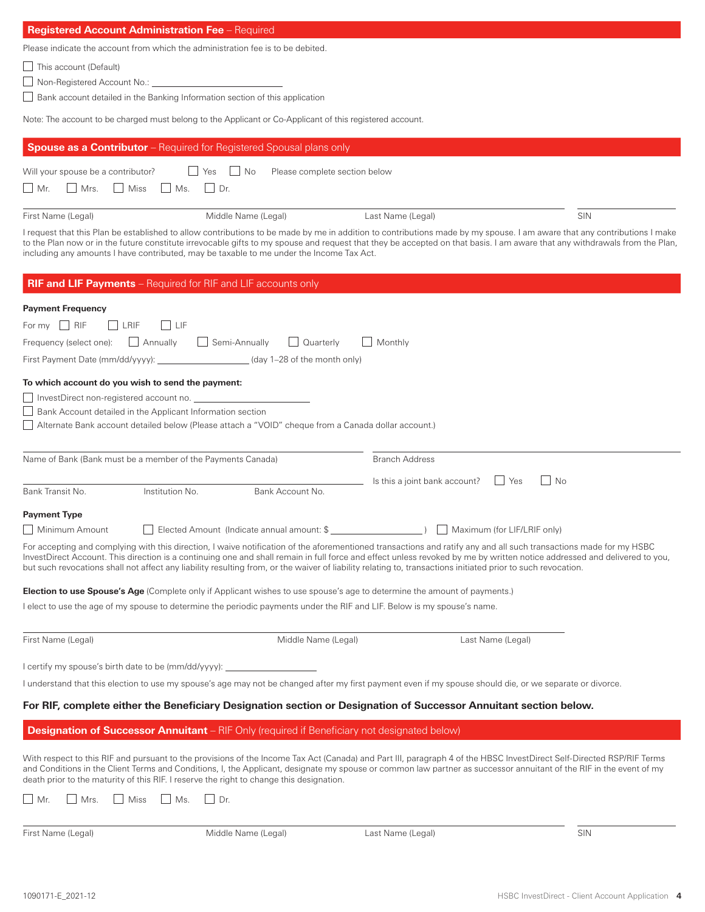## Registered Account Administration Fee – Required

Please indicate the account from which the administration fee is to be debited.

- ☐ This account (Default)
- ☐ Non-Registered Account No.: ______________________
- ☐ Bank account detailed in the Banking Information section of this application

Note: The account to be charged must belong to the Applicant or Co-Applicant of this registered account.

## Spouse as a Contributor – Required for Registered Spousal plans only

Will your spouse be a contributor? ☐ Yes ☐ No Please complete section below

☐ Mr. ☐ Mrs. ☐ Miss ☐ Ms. ☐ Dr.

First Name (Legal) ______ Middle Name (Legal) ______ Last Name (Legal) ______ SIN ______

I request that this Plan be established to allow contributions to be made by me in addition to contributions made by my spouse. I am aware that any contributions I make to the Plan now or in the future constitute irrevocable gifts to my spouse and request that they be accepted on that basis. I am aware that any withdrawals from the Plan, including any amounts I have contributed, may be taxable to me under the Income Tax Act.

## RIF and LIF Payments – Required for RIF and LIF accounts only

**Payment Frequency**

For my ☐ RIF ☐ LRIF ☐ LIF

Frequency (select one): ☐ Annually ☐ Semi-Annually ☐ Quarterly ☐ Monthly

First Payment Date (mm/dd/yyyy): ______________ (day 1–28 of the month only)

**To which account do you wish to send the payment:**

- ☐ InvestDirect non-registered account no. ______________________
- ☐ Bank Account detailed in the Applicant Information section
- ☐ Alternate Bank account detailed below (Please attach a "VOID" cheque from a Canada dollar account.)

Name of Bank (Bank must be a member of the Payments Canada) ______ Branch Address ______

Bank Transit No. ______ Institution No. ______ Bank Account No. ______ Is this a joint bank account? ☐ Yes ☐ No

**Payment Type**

☐ Minimum Amount ☐ Elected Amount (Indicate annual amount: $ ______________ ) ☐ Maximum (for LIF/LRIF only)

For accepting and complying with this direction, I waive notification of the aforementioned transactions and ratify any and all such transactions made for my HSBC InvestDirect Account. This direction is a continuing one and shall remain in full force and effect unless revoked by me by written notice addressed and delivered to you, but such revocations shall not affect any liability resulting from, or the waiver of liability relating to, transactions initiated prior to such revocation.

**Election to use Spouse's Age** (Complete only if Applicant wishes to use spouse's age to determine the amount of payments.)

I elect to use the age of my spouse to determine the periodic payments under the RIF and LIF. Below is my spouse's name.

First Name (Legal) ______ Middle Name (Legal) ______ Last Name (Legal) ______

I certify my spouse's birth date to be (mm/dd/yyyy): ______________

I understand that this election to use my spouse's age may not be changed after my first payment even if my spouse should die, or we separate or divorce.

**For RIF, complete either the Beneficiary Designation section or Designation of Successor Annuitant section below.**

## Designation of Successor Annuitant – RIF Only (required if Beneficiary not designated below)

With respect to this RIF and pursuant to the provisions of the Income Tax Act (Canada) and Part III, paragraph 4 of the HBSC InvestDirect Self-Directed RSP/RIF Terms and Conditions in the Client Terms and Conditions, I, the Applicant, designate my spouse or common law partner as successor annuitant of the RIF in the event of my death prior to the maturity of this RIF. I reserve the right to change this designation.

☐ Mr. ☐ Mrs. ☐ Miss ☐ Ms. ☐ Dr.

First Name (Legal) ______ Middle Name (Legal) ______ Last Name (Legal) ______ SIN ______

1090171-E_2021-12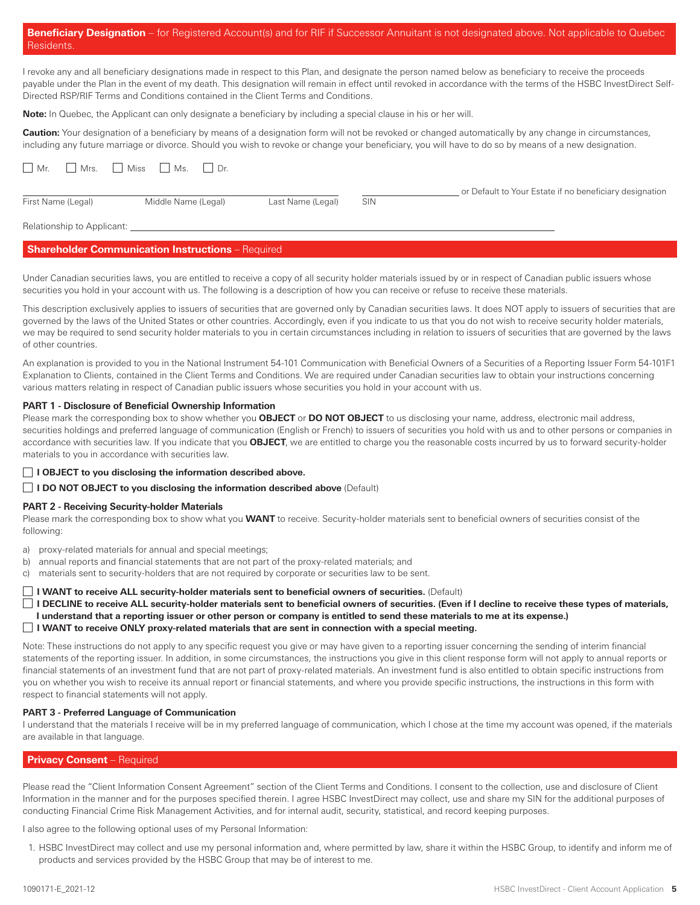## Beneficiary Designation – for Registered Account(s) and for RIF if Successor Annuitant is not designated above. Not applicable to Quebec Residents.

I revoke any and all beneficiary designations made in respect to this Plan, and designate the person named below as beneficiary to receive the proceeds payable under the Plan in the event of my death. This designation will remain in effect until revoked in accordance with the terms of the HSBC InvestDirect Self-Directed RSP/RIF Terms and Conditions contained in the Client Terms and Conditions.

**Note:** In Quebec, the Applicant can only designate a beneficiary by including a special clause in his or her will.

**Caution:** Your designation of a beneficiary by means of a designation form will not be revoked or changed automatically by any change in circumstances, including any future marriage or divorce. Should you wish to revoke or change your beneficiary, you will have to do so by means of a new designation.

☐ Mr. ☐ Mrs. ☐ Miss ☐ Ms. ☐ Dr.

First Name (Legal) ______ Middle Name (Legal) ______ Last Name (Legal) ______ SIN ______ or Default to Your Estate if no beneficiary designation

Relationship to Applicant: ____________________

## Shareholder Communication Instructions – Required

Under Canadian securities laws, you are entitled to receive a copy of all security holder materials issued by or in respect of Canadian public issuers whose securities you hold in your account with us. The following is a description of how you can receive or refuse to receive these materials.

This description exclusively applies to issuers of securities that are governed only by Canadian securities laws. It does NOT apply to issuers of securities that are governed by the laws of the United States or other countries. Accordingly, even if you indicate to us that you do not wish to receive security holder materials, we may be required to send security holder materials to you in certain circumstances including in relation to issuers of securities that are governed by the laws of other countries.

An explanation is provided to you in the National Instrument 54-101 Communication with Beneficial Owners of a Securities of a Reporting Issuer Form 54-101F1 Explanation to Clients, contained in the Client Terms and Conditions. We are required under Canadian securities law to obtain your instructions concerning various matters relating in respect of Canadian public issuers whose securities you hold in your account with us.

### PART 1 - Disclosure of Beneficial Ownership Information

Please mark the corresponding box to show whether you **OBJECT** or **DO NOT OBJECT** to us disclosing your name, address, electronic mail address, securities holdings and preferred language of communication (English or French) to issuers of securities you hold with us and to other persons or companies in accordance with securities law. If you indicate that you **OBJECT**, we are entitled to charge you the reasonable costs incurred by us to forward security-holder materials to you in accordance with securities law.

☐ **I OBJECT to you disclosing the information described above.**

☐ **I DO NOT OBJECT to you disclosing the information described above** (Default)

### PART 2 - Receiving Security-holder Materials

Please mark the corresponding box to show what you **WANT** to receive. Security-holder materials sent to beneficial owners of securities consist of the following:

a) proxy-related materials for annual and special meetings;
b) annual reports and financial statements that are not part of the proxy-related materials; and
c) materials sent to security-holders that are not required by corporate or securities law to be sent.

☐ **I WANT to receive ALL security-holder materials sent to beneficial owners of securities.** (Default)

☐ **I DECLINE to receive ALL security-holder materials sent to beneficial owners of securities. (Even if I decline to receive these types of materials, I understand that a reporting issuer or other person or company is entitled to send these materials to me at its expense.)**

☐ **I WANT to receive ONLY proxy-related materials that are sent in connection with a special meeting.**

Note: These instructions do not apply to any specific request you give or may have given to a reporting issuer concerning the sending of interim financial statements of the reporting issuer. In addition, in some circumstances, the instructions you give in this client response form will not apply to annual reports or financial statements of an investment fund that are not part of proxy-related materials. An investment fund is also entitled to obtain specific instructions from you on whether you wish to receive its annual report or financial statements, and where you provide specific instructions, the instructions in this form with respect to financial statements will not apply.

### PART 3 - Preferred Language of Communication

I understand that the materials I receive will be in my preferred language of communication, which I chose at the time my account was opened, if the materials are available in that language.

## Privacy Consent – Required

Please read the "Client Information Consent Agreement" section of the Client Terms and Conditions. I consent to the collection, use and disclosure of Client Information in the manner and for the purposes specified therein. I agree HSBC InvestDirect may collect, use and share my SIN for the additional purposes of conducting Financial Crime Risk Management Activities, and for internal audit, security, statistical, and record keeping purposes.

I also agree to the following optional uses of my Personal Information:

1. HSBC InvestDirect may collect and use my personal information and, where permitted by law, share it within the HSBC Group, to identify and inform me of products and services provided by the HSBC Group that may be of interest to me.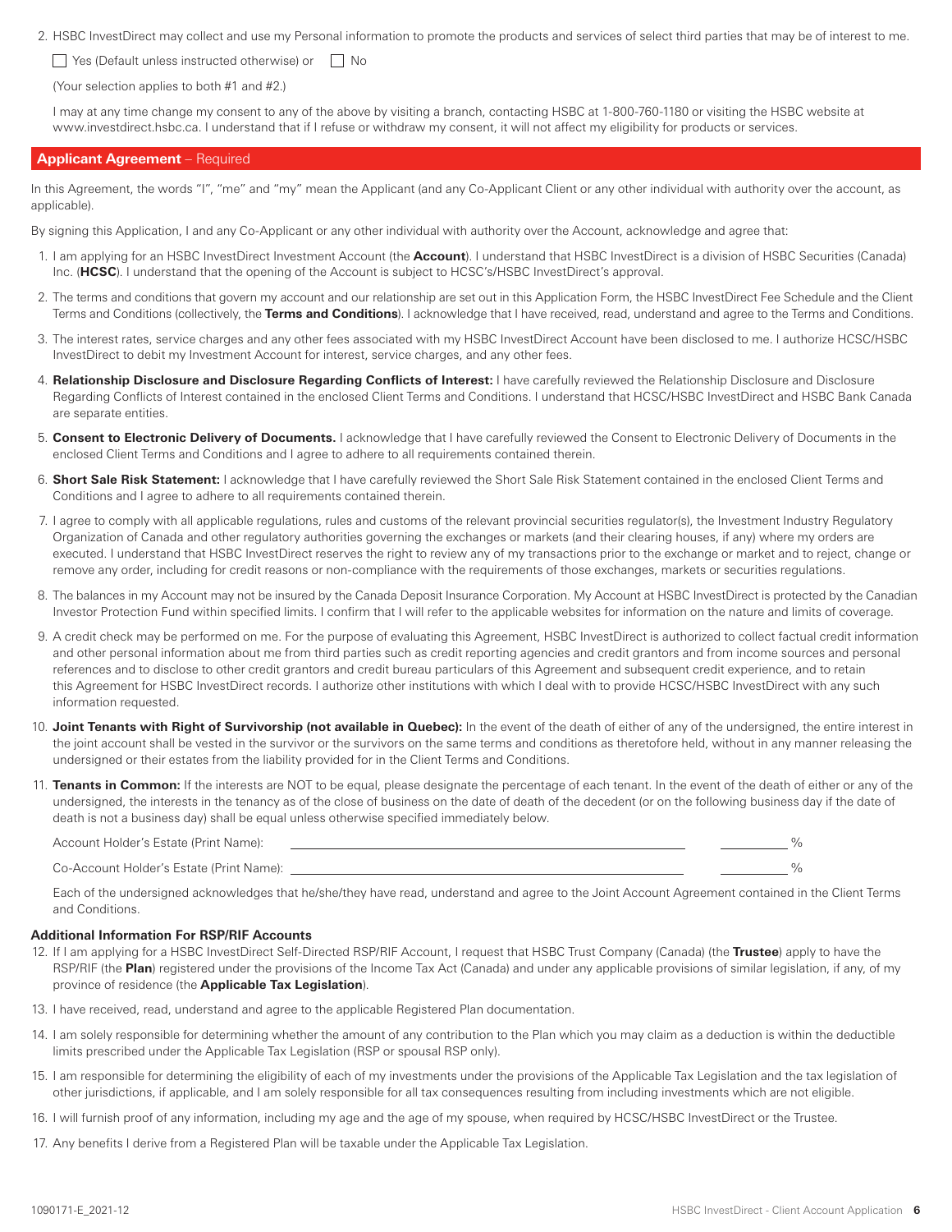2. HSBC InvestDirect may collect and use my Personal information to promote the products and services of select third parties that may be of interest to me.

☐ Yes (Default unless instructed otherwise) or ☐ No

(Your selection applies to both #1 and #2.)

I may at any time change my consent to any of the above by visiting a branch, contacting HSBC at 1-800-760-1180 or visiting the HSBC website at www.investdirect.hsbc.ca. I understand that if I refuse or withdraw my consent, it will not affect my eligibility for products or services.

## Applicant Agreement – Required

In this Agreement, the words "I", "me" and "my" mean the Applicant (and any Co-Applicant Client or any other individual with authority over the account, as applicable).

By signing this Application, I and any Co-Applicant or any other individual with authority over the Account, acknowledge and agree that:

1. I am applying for an HSBC InvestDirect Investment Account (the **Account**). I understand that HSBC InvestDirect is a division of HSBC Securities (Canada) Inc. (**HCSC**). I understand that the opening of the Account is subject to HCSC's/HSBC InvestDirect's approval.
2. The terms and conditions that govern my account and our relationship are set out in this Application Form, the HSBC InvestDirect Fee Schedule and the Client Terms and Conditions (collectively, the **Terms and Conditions**). I acknowledge that I have received, read, understand and agree to the Terms and Conditions.
3. The interest rates, service charges and any other fees associated with my HSBC InvestDirect Account have been disclosed to me. I authorize HCSC/HSBC InvestDirect to debit my Investment Account for interest, service charges, and any other fees.
4. **Relationship Disclosure and Disclosure Regarding Conflicts of Interest:** I have carefully reviewed the Relationship Disclosure and Disclosure Regarding Conflicts of Interest contained in the enclosed Client Terms and Conditions. I understand that HCSC/HSBC InvestDirect and HSBC Bank Canada are separate entities.
5. **Consent to Electronic Delivery of Documents.** I acknowledge that I have carefully reviewed the Consent to Electronic Delivery of Documents in the enclosed Client Terms and Conditions and I agree to adhere to all requirements contained therein.
6. **Short Sale Risk Statement:** I acknowledge that I have carefully reviewed the Short Sale Risk Statement contained in the enclosed Client Terms and Conditions and I agree to adhere to all requirements contained therein.
7. I agree to comply with all applicable regulations, rules and customs of the relevant provincial securities regulator(s), the Investment Industry Regulatory Organization of Canada and other regulatory authorities governing the exchanges or markets (and their clearing houses, if any) where my orders are executed. I understand that HSBC InvestDirect reserves the right to review any of my transactions prior to the exchange or market and to reject, change or remove any order, including for credit reasons or non-compliance with the requirements of those exchanges, markets or securities regulations.
8. The balances in my Account may not be insured by the Canada Deposit Insurance Corporation. My Account at HSBC InvestDirect is protected by the Canadian Investor Protection Fund within specified limits. I confirm that I will refer to the applicable websites for information on the nature and limits of coverage.
9. A credit check may be performed on me. For the purpose of evaluating this Agreement, HSBC InvestDirect is authorized to collect factual credit information and other personal information about me from third parties such as credit reporting agencies and credit grantors and from income sources and personal references and to disclose to other credit grantors and credit bureau particulars of this Agreement and subsequent credit experience, and to retain this Agreement for HSBC InvestDirect records. I authorize other institutions with which I deal with to provide HCSC/HSBC InvestDirect with any such information requested.
10. **Joint Tenants with Right of Survivorship (not available in Quebec):** In the event of the death of either of any of the undersigned, the entire interest in the joint account shall be vested in the survivor or the survivors on the same terms and conditions as theretofore held, without in any manner releasing the undersigned or their estates from the liability provided for in the Client Terms and Conditions.
11. **Tenants in Common:** If the interests are NOT to be equal, please designate the percentage of each tenant. In the event of the death of either or any of the undersigned, the interests in the tenancy as of the close of business on the date of death of the decedent (or on the following business day if the date of death is not a business day) shall be equal unless otherwise specified immediately below.

    Account Holder's Estate (Print Name): ______________________________ ________ %

    Co-Account Holder's Estate (Print Name): ______________________________ ________ %

    Each of the undersigned acknowledges that he/she/they have read, understand and agree to the Joint Account Agreement contained in the Client Terms and Conditions.

**Additional Information For RSP/RIF Accounts**

12. If I am applying for a HSBC InvestDirect Self-Directed RSP/RIF Account, I request that HSBC Trust Company (Canada) (the **Trustee**) apply to have the RSP/RIF (the **Plan**) registered under the provisions of the Income Tax Act (Canada) and under any applicable provisions of similar legislation, if any, of my province of residence (the **Applicable Tax Legislation**).
13. I have received, read, understand and agree to the applicable Registered Plan documentation.
14. I am solely responsible for determining whether the amount of any contribution to the Plan which you may claim as a deduction is within the deductible limits prescribed under the Applicable Tax Legislation (RSP or spousal RSP only).
15. I am responsible for determining the eligibility of each of my investments under the provisions of the Applicable Tax Legislation and the tax legislation of other jurisdictions, if applicable, and I am solely responsible for all tax consequences resulting from including investments which are not eligible.
16. I will furnish proof of any information, including my age and the age of my spouse, when required by HCSC/HSBC InvestDirect or the Trustee.
17. Any benefits I derive from a Registered Plan will be taxable under the Applicable Tax Legislation.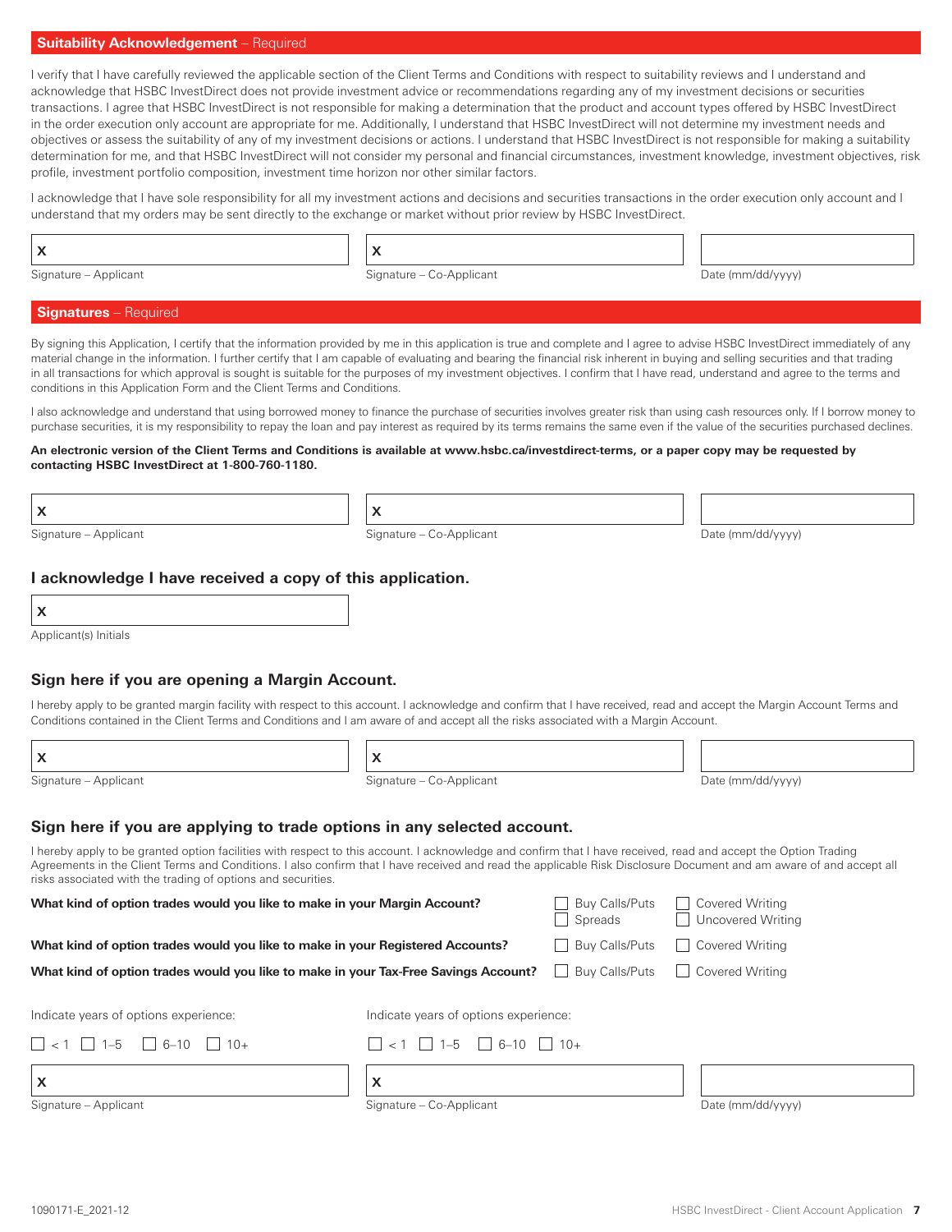## Suitability Acknowledgement – Required

I verify that I have carefully reviewed the applicable section of the Client Terms and Conditions with respect to suitability reviews and I understand and acknowledge that HSBC InvestDirect does not provide investment advice or recommendations regarding any of my investment decisions or securities transactions. I agree that HSBC InvestDirect is not responsible for making a determination that the product and account types offered by HSBC InvestDirect in the order execution only account are appropriate for me. Additionally, I understand that HSBC InvestDirect will not determine my investment needs and objectives or assess the suitability of any of my investment decisions or actions. I understand that HSBC InvestDirect is not responsible for making a suitability determination for me, and that HSBC InvestDirect will not consider my personal and financial circumstances, investment knowledge, investment objectives, risk profile, investment portfolio composition, investment time horizon nor other similar factors.

I acknowledge that I have sole responsibility for all my investment actions and decisions and securities transactions in the order execution only account and I understand that my orders may be sent directly to the exchange or market without prior review by HSBC InvestDirect.

| X | X | |
|---|---|---|
| Signature – Applicant | Signature – Co-Applicant | Date (mm/dd/yyyy) |

## Signatures – Required

By signing this Application, I certify that the information provided by me in this application is true and complete and I agree to advise HSBC InvestDirect immediately of any material change in the information. I further certify that I am capable of evaluating and bearing the financial risk inherent in buying and selling securities and that trading in all transactions for which approval is sought is suitable for the purposes of my investment objectives. I confirm that I have read, understand and agree to the terms and conditions in this Application Form and the Client Terms and Conditions.

I also acknowledge and understand that using borrowed money to finance the purchase of securities involves greater risk than using cash resources only. If I borrow money to purchase securities, it is my responsibility to repay the loan and pay interest as required by its terms remains the same even if the value of the securities purchased declines.

**An electronic version of the Client Terms and Conditions is available at www.hsbc.ca/investdirect-terms, or a paper copy may be requested by contacting HSBC InvestDirect at 1-800-760-1180.**

| X | X | |
|---|---|---|
| Signature – Applicant | Signature – Co-Applicant | Date (mm/dd/yyyy) |

### I acknowledge I have received a copy of this application.

X

Applicant(s) Initials

### Sign here if you are opening a Margin Account.

I hereby apply to be granted margin facility with respect to this account. I acknowledge and confirm that I have received, read and accept the Margin Account Terms and Conditions contained in the Client Terms and Conditions and I am aware of and accept all the risks associated with a Margin Account.

| X | X | |
|---|---|---|
| Signature – Applicant | Signature – Co-Applicant | Date (mm/dd/yyyy) |

### Sign here if you are applying to trade options in any selected account.

I hereby apply to be granted option facilities with respect to this account. I acknowledge and confirm that I have received, read and accept the Option Trading Agreements in the Client Terms and Conditions. I also confirm that I have received and read the applicable Risk Disclosure Document and am aware of and accept all risks associated with the trading of options and securities.

**What kind of option trades would you like to make in your Margin Account?**
- ☐ Buy Calls/Puts
- ☐ Spreads
- ☐ Covered Writing
- ☐ Uncovered Writing

**What kind of option trades would you like to make in your Registered Accounts?**
- ☐ Buy Calls/Puts
- ☐ Covered Writing

**What kind of option trades would you like to make in your Tax-Free Savings Account?**
- ☐ Buy Calls/Puts
- ☐ Covered Writing

| Indicate years of options experience: | Indicate years of options experience: | |
|---|---|---|
| ☐ < 1 ☐ 1–5 ☐ 6–10 ☐ 10+ | ☐ < 1 ☐ 1–5 ☐ 6–10 ☐ 10+ | |
| X | X | |
| Signature – Applicant | Signature – Co-Applicant | Date (mm/dd/yyyy) |

1090171-E_2021-12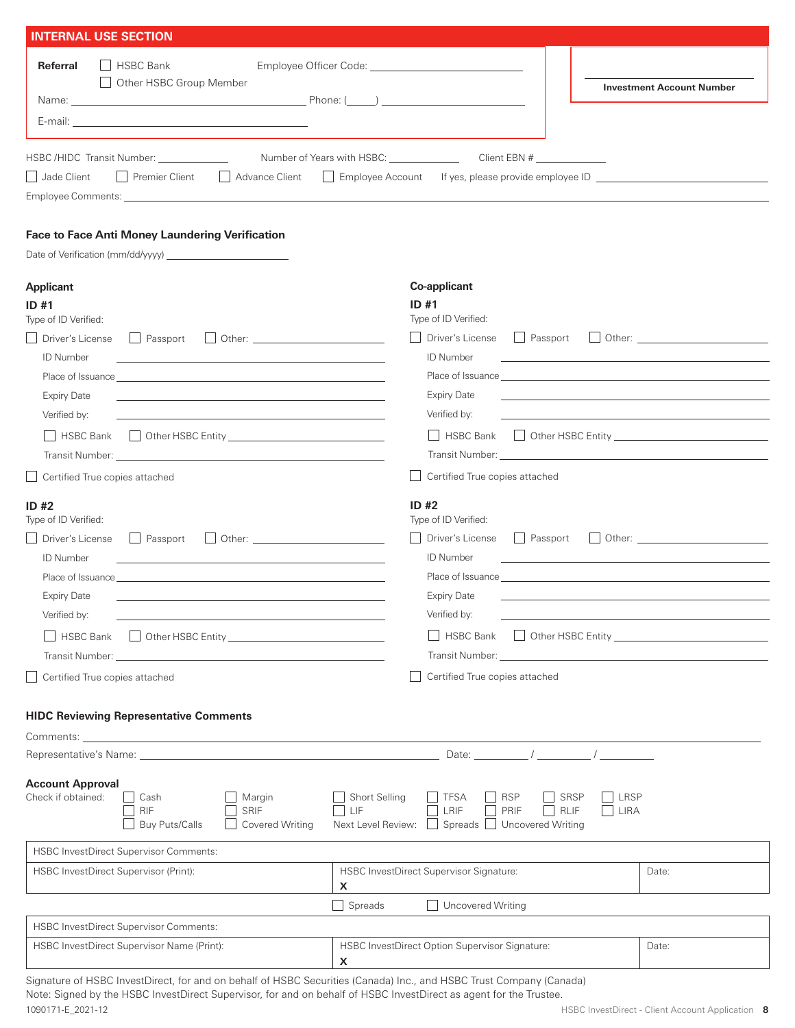## INTERNAL USE SECTION

**Referral** ☐ HSBC Bank ☐ Other HSBC Group Member Employee Officer Code: ______________________

Name: ______________________ Phone: (____) ______________________

E-mail: ______________________

Investment Account Number ______________________

HSBC /HIDC Transit Number: ____________ Number of Years with HSBC: ____________ Client EBN # ____________

☐ Jade Client ☐ Premier Client ☐ Advance Client ☐ Employee Account If yes, please provide employee ID ______________________

Employee Comments: ______________________

### Face to Face Anti Money Laundering Verification

Date of Verification (mm/dd/yyyy) ______________________

#### Applicant

**ID #1**

Type of ID Verified:

☐ Driver's License ☐ Passport ☐ Other: ______________________

ID Number ______________________

Place of Issuance ______________________

Expiry Date ______________________

Verified by: ______________________

☐ HSBC Bank ☐ Other HSBC Entity ______________________

Transit Number: ______________________

☐ Certified True copies attached

**ID #2**

Type of ID Verified:

☐ Driver's License ☐ Passport ☐ Other: ______________________

ID Number ______________________

Place of Issuance ______________________

Expiry Date ______________________

Verified by: ______________________

☐ HSBC Bank ☐ Other HSBC Entity ______________________

Transit Number: ______________________

☐ Certified True copies attached

#### Co-applicant

**ID #1**

Type of ID Verified:

☐ Driver's License ☐ Passport ☐ Other: ______________________

ID Number ______________________

Place of Issuance ______________________

Expiry Date ______________________

Verified by: ______________________

☐ HSBC Bank ☐ Other HSBC Entity ______________________

Transit Number: ______________________

☐ Certified True copies attached

**ID #2**

Type of ID Verified:

☐ Driver's License ☐ Passport ☐ Other: ______________________

ID Number ______________________

Place of Issuance ______________________

Expiry Date ______________________

Verified by: ______________________

☐ HSBC Bank ☐ Other HSBC Entity ______________________

Transit Number: ______________________

☐ Certified True copies attached

### HIDC Reviewing Representative Comments

Comments: ______________________

Representative's Name: ______________________ Date: ______ / ______ / ______

### Account Approval

Check if obtained:

☐ Cash ☐ Margin ☐ Short Selling ☐ TFSA ☐ RSP ☐ SRSP ☐ LRSP
☐ RIF ☐ SRIF ☐ LIF ☐ LRIF ☐ PRIF ☐ RLIF ☐ LIRA
☐ Buy Puts/Calls ☐ Covered Writing Next Level Review: ☐ Spreads ☐ Uncovered Writing

| HSBC InvestDirect Supervisor Comments: | | |
|---|---|---|
| HSBC InvestDirect Supervisor (Print): | HSBC InvestDirect Supervisor Signature:<br>X | Date: |

☐ Spreads ☐ Uncovered Writing

| HSBC InvestDirect Supervisor Comments: | | |
|---|---|---|
| HSBC InvestDirect Supervisor Name (Print): | HSBC InvestDirect Option Supervisor Signature:<br>X | Date: |

Signature of HSBC InvestDirect, for and on behalf of HSBC Securities (Canada) Inc., and HSBC Trust Company (Canada)

Note: Signed by the HSBC InvestDirect Supervisor, for and on behalf of HSBC InvestDirect as agent for the Trustee.

1090171-E_2021-12